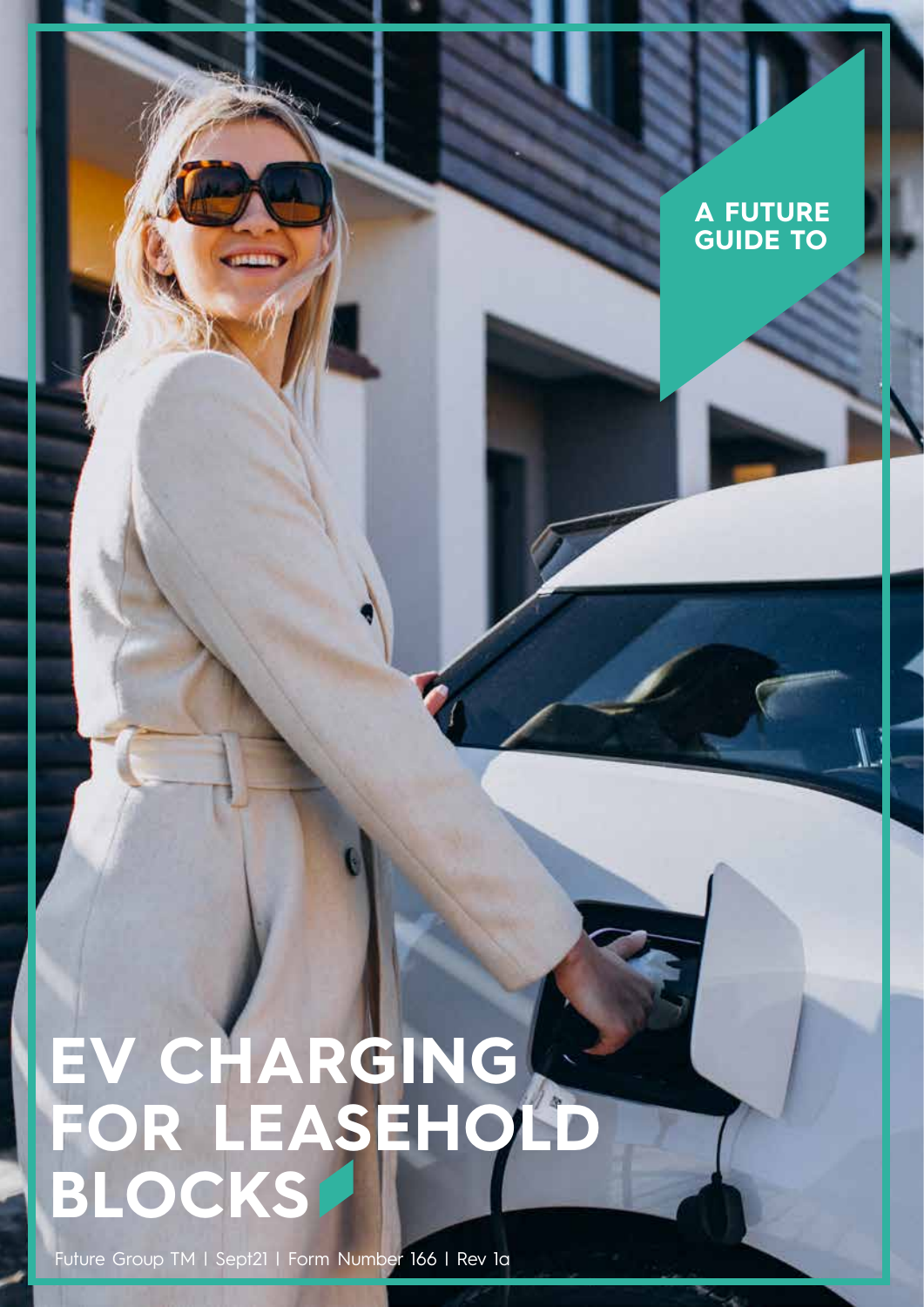A FUTURE GUIDE TO

# EV CHARGING FOR LEASEHOLD BLOCKS

Future Group TM | Sept21 | Form Number 166 | Rev 1a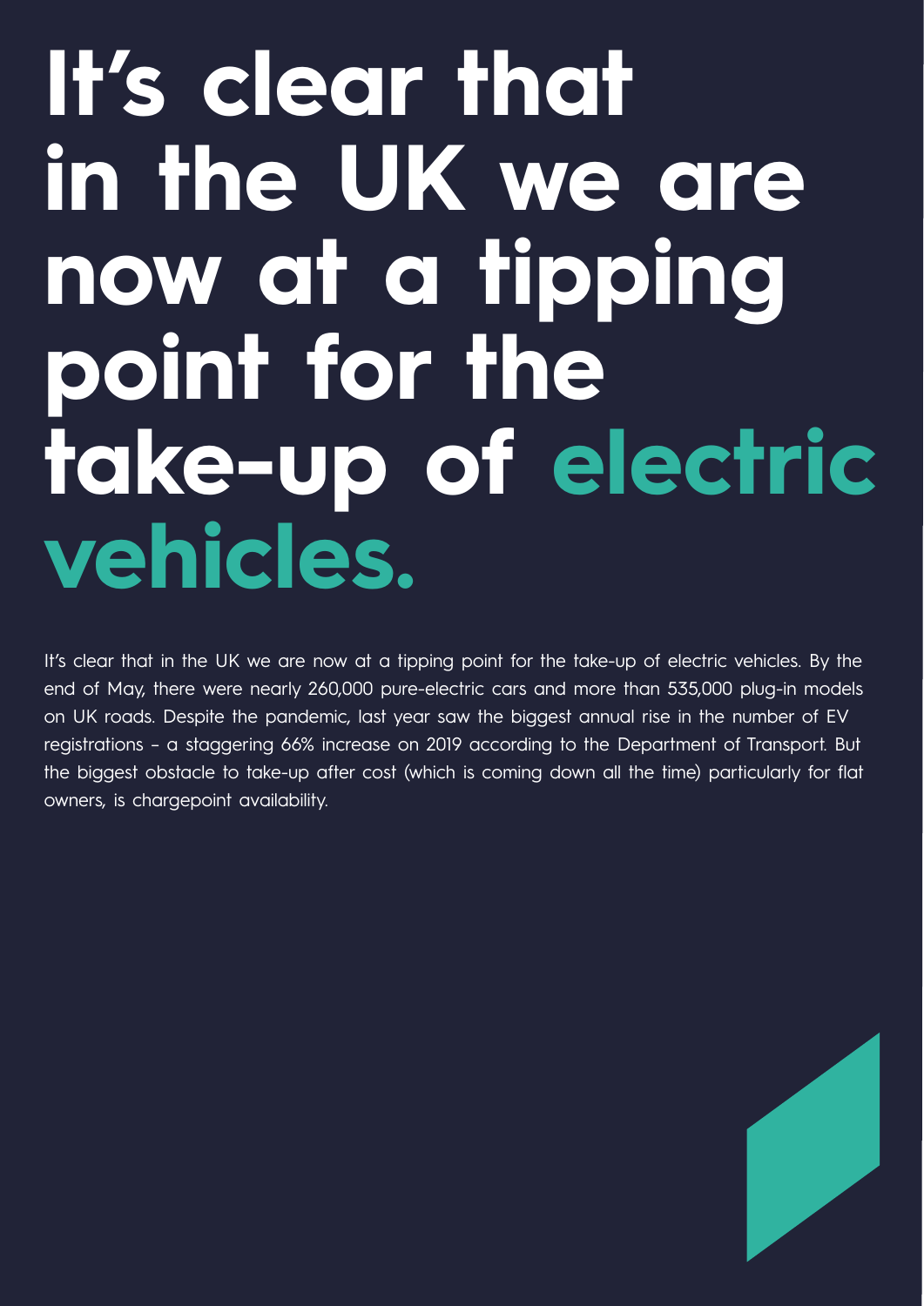# It's clear that in the UK we are now at a tipping point for the take-up of electric vehicles.

It's clear that in the UK we are now at a tipping point for the take-up of electric vehicles. By the end of May, there were nearly 260,000 pure-electric cars and more than 535,000 plug-in models on UK roads. Despite the pandemic, last year saw the biggest annual rise in the number of EV registrations – a staggering 66% increase on 2019 according to the Department of Transport. But the biggest obstacle to take-up after cost (which is coming down all the time) particularly for flat owners, is chargepoint availability.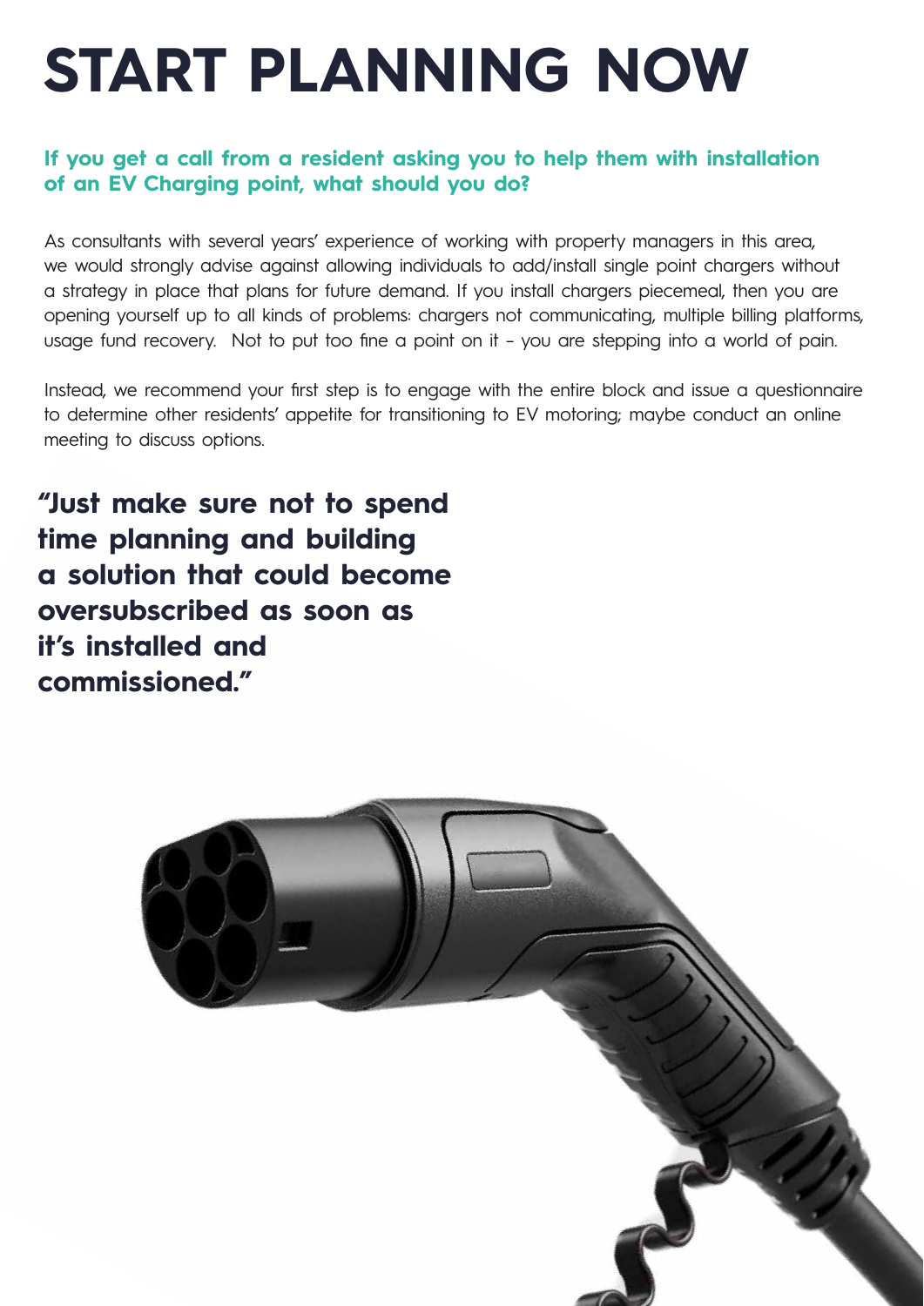# START PLANNING NOW

**If you get a call from a resident asking you to help them with installation of an EV Charging point, what should you do?**

As consultants with several years' experience of working with property managers in this area, we would strongly advise against allowing individuals to add/install single point chargers without a strategy in place that plans for future demand. If you install chargers piecemeal, then you are opening yourself up to all kinds of problems: chargers not communicating, multiple billing platforms, usage fund recovery. Not to put too fine a point on it – you are stepping into a world of pain.

Instead, we recommend your first step is to engage with the entire block and issue a questionnaire to determine other residents' appetite for transitioning to EV motoring; maybe conduct an online meeting to discuss options.

**"Just make sure not to spend time planning and building a solution that could become oversubscribed as soon as it's installed and commissioned."**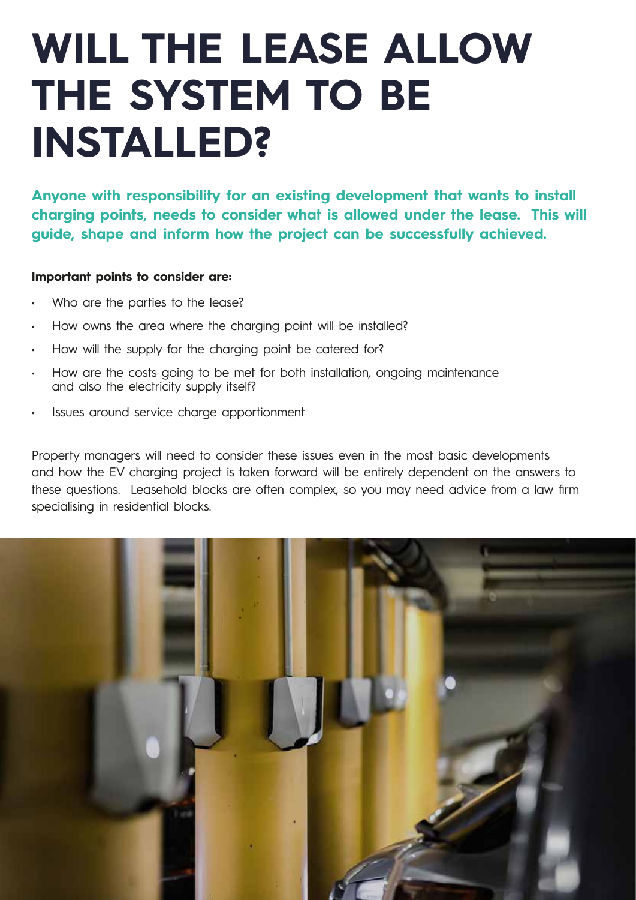# WILL THE LEASE ALLOW THE SYSTEM TO BE INSTALLED?

**Anyone with responsibility for an existing development that wants to install charging points, needs to consider what is allowed under the lease. This will guide, shape and inform how the project can be successfully achieved.**

**Important points to consider are:**

- Who are the parties to the lease?
- How owns the area where the charging point will be installed?
- How will the supply for the charging point be catered for?
- How are the costs going to be met for both installation, ongoing maintenance and also the electricity supply itself?
- Issues around service charge apportionment

Property managers will need to consider these issues even in the most basic developments and how the EV charging project is taken forward will be entirely dependent on the answers to these questions. Leasehold blocks are often complex, so you may need advice from a law firm specialising in residential blocks.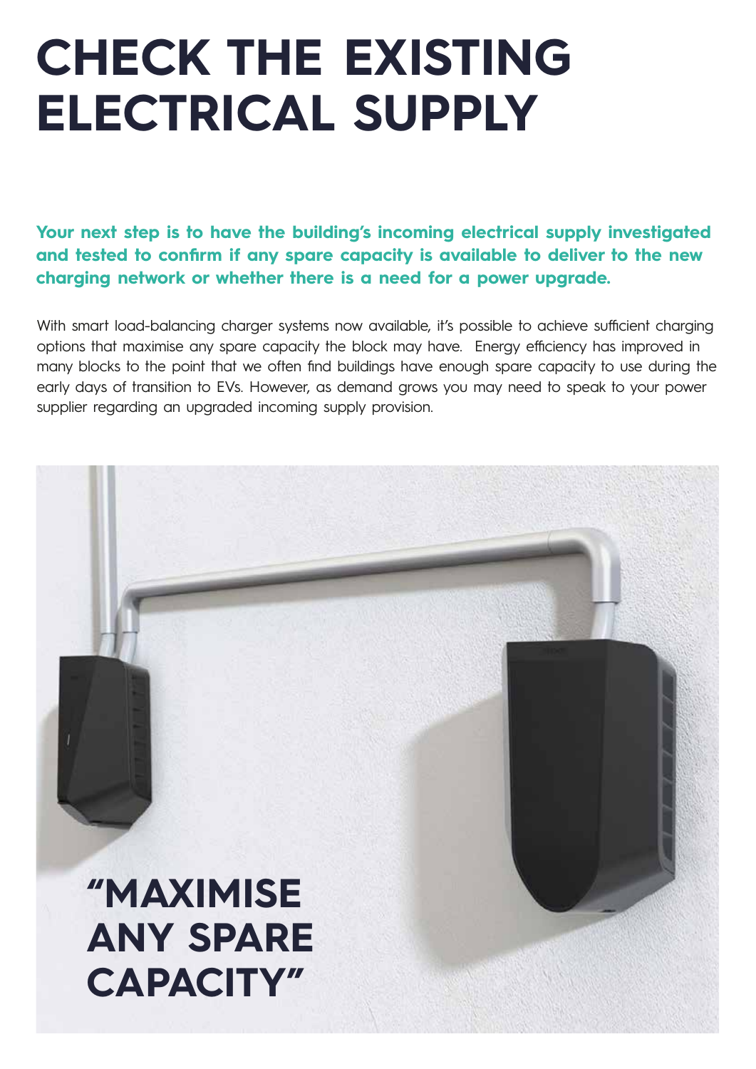# CHECK THE EXISTING ELECTRICAL SUPPLY

**Your next step is to have the building's incoming electrical supply investigated and tested to confirm if any spare capacity is available to deliver to the new charging network or whether there is a need for a power upgrade.**

With smart load-balancing charger systems now available, it's possible to achieve sufficient charging options that maximise any spare capacity the block may have. Energy efficiency has improved in many blocks to the point that we often find buildings have enough spare capacity to use during the early days of transition to EVs. However, as demand grows you may need to speak to your power supplier regarding an upgraded incoming supply provision.

**"MAXIMISE ANY SPARE CAPACITY"**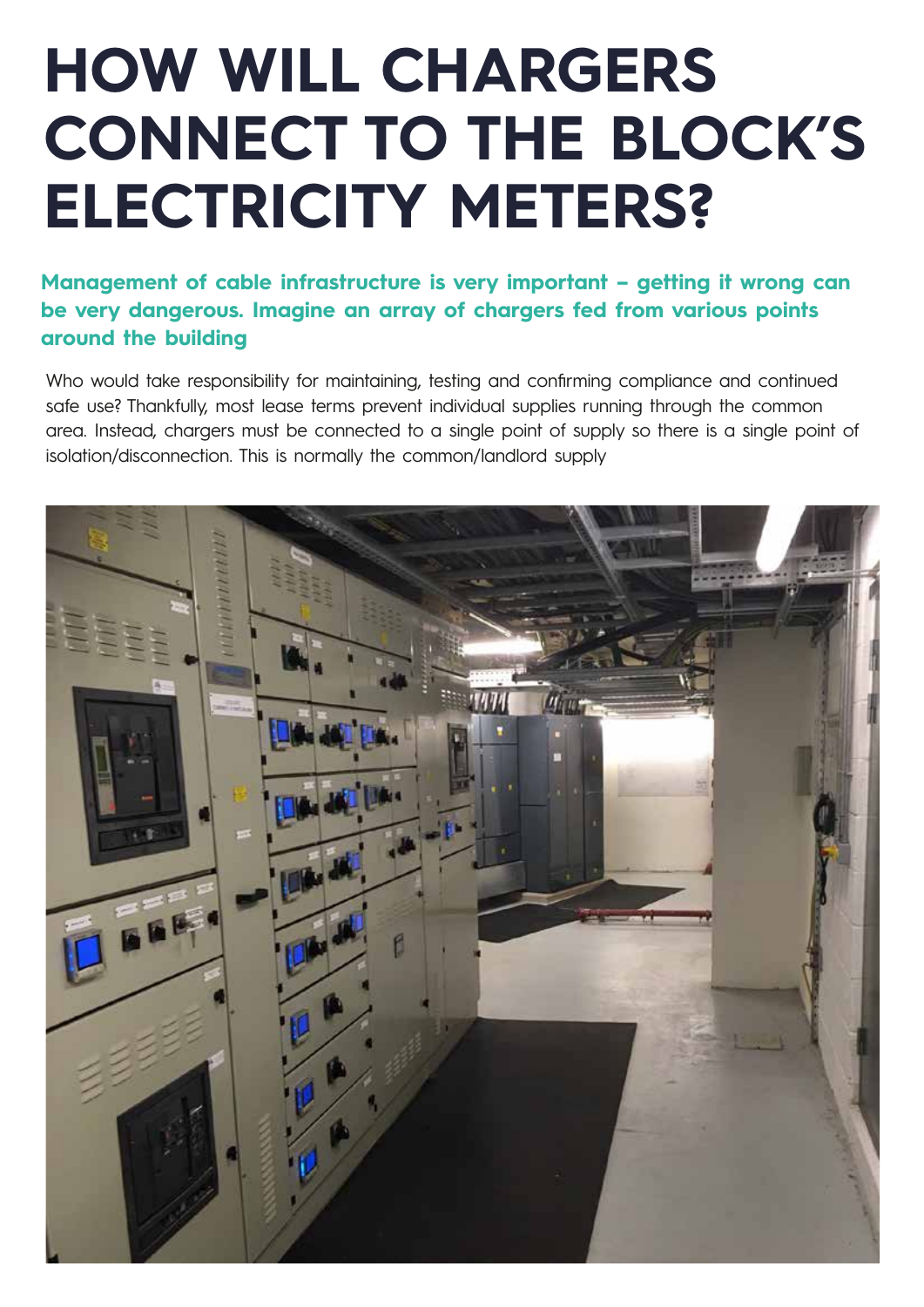# HOW WILL CHARGERS CONNECT TO THE BLOCK'S ELECTRICITY METERS?

**Management of cable infrastructure is very important – getting it wrong can be very dangerous. Imagine an array of chargers fed from various points around the building**

Who would take responsibility for maintaining, testing and confirming compliance and continued safe use? Thankfully, most lease terms prevent individual supplies running through the common area. Instead, chargers must be connected to a single point of supply so there is a single point of isolation/disconnection. This is normally the common/landlord supply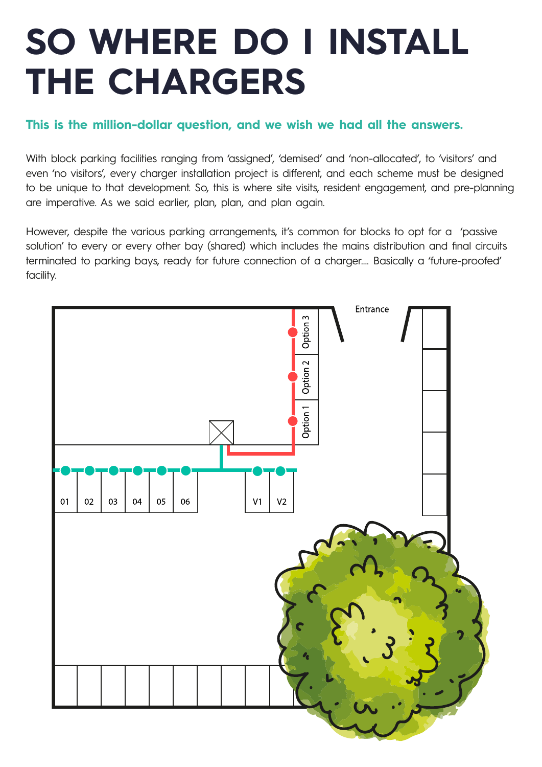# SO WHERE DO I INSTALL THE CHARGERS

**This is the million-dollar question, and we wish we had all the answers.**

With block parking facilities ranging from 'assigned', 'demised' and 'non-allocated', to 'visitors' and even 'no visitors', every charger installation project is different, and each scheme must be designed to be unique to that development. So, this is where site visits, resident engagement, and pre-planning are imperative. As we said earlier, plan, plan, and plan again.

However, despite the various parking arrangements, it's common for blocks to opt for a 'passive solution' to every or every other bay (shared) which includes the mains distribution and final circuits terminated to parking bays, ready for future connection of a charger.... Basically a 'future-proofed' facility.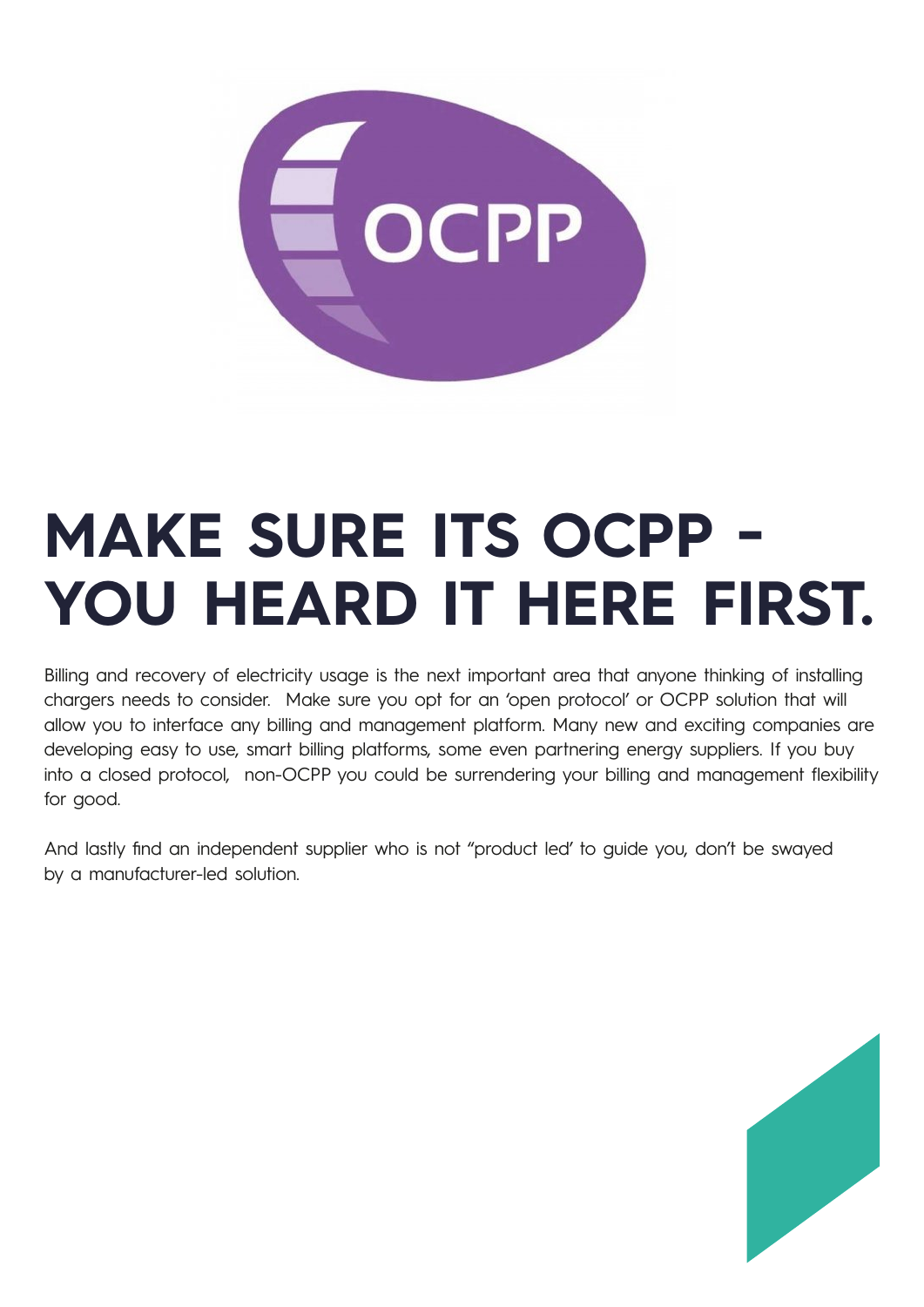# MAKE SURE ITS OCPP - YOU HEARD IT HERE FIRST.

Billing and recovery of electricity usage is the next important area that anyone thinking of installing chargers needs to consider. Make sure you opt for an 'open protocol' or OCPP solution that will allow you to interface any billing and management platform. Many new and exciting companies are developing easy to use, smart billing platforms, some even partnering energy suppliers. If you buy into a closed protocol, non-OCPP you could be surrendering your billing and management flexibility for good.

And lastly find an independent supplier who is not "product led' to guide you, don't be swayed by a manufacturer-led solution.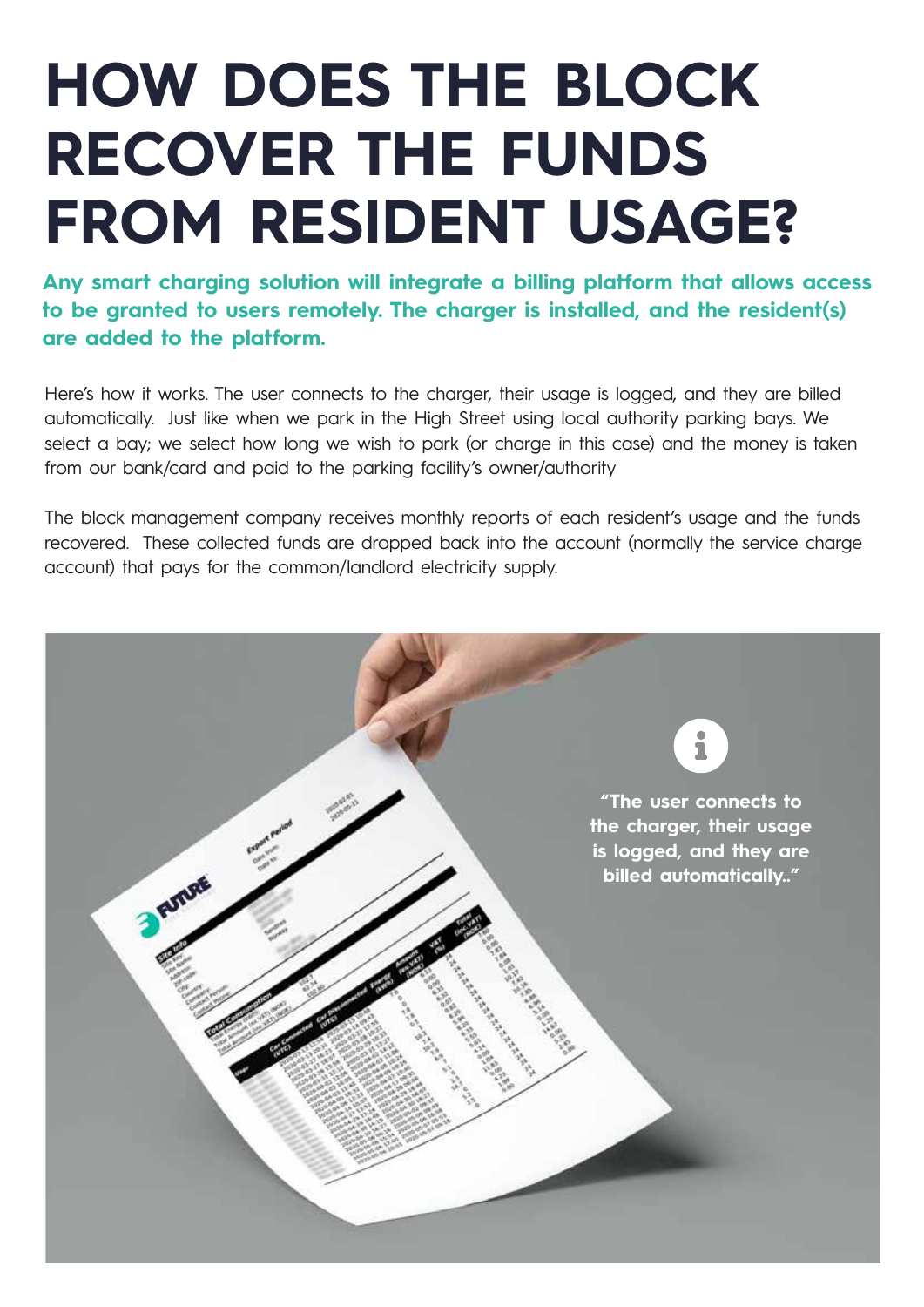# HOW DOES THE BLOCK RECOVER THE FUNDS FROM RESIDENT USAGE?

**Any smart charging solution will integrate a billing platform that allows access to be granted to users remotely. The charger is installed, and the resident(s) are added to the platform.**

Here's how it works. The user connects to the charger, their usage is logged, and they are billed automatically. Just like when we park in the High Street using local authority parking bays. We select a bay; we select how long we wish to park (or charge in this case) and the money is taken from our bank/card and paid to the parking facility's owner/authority

The block management company receives monthly reports of each resident's usage and the funds recovered. These collected funds are dropped back into the account (normally the service charge account) that pays for the common/landlord electricity supply.

**"The user connects to the charger, their usage is logged, and they are billed automatically.."**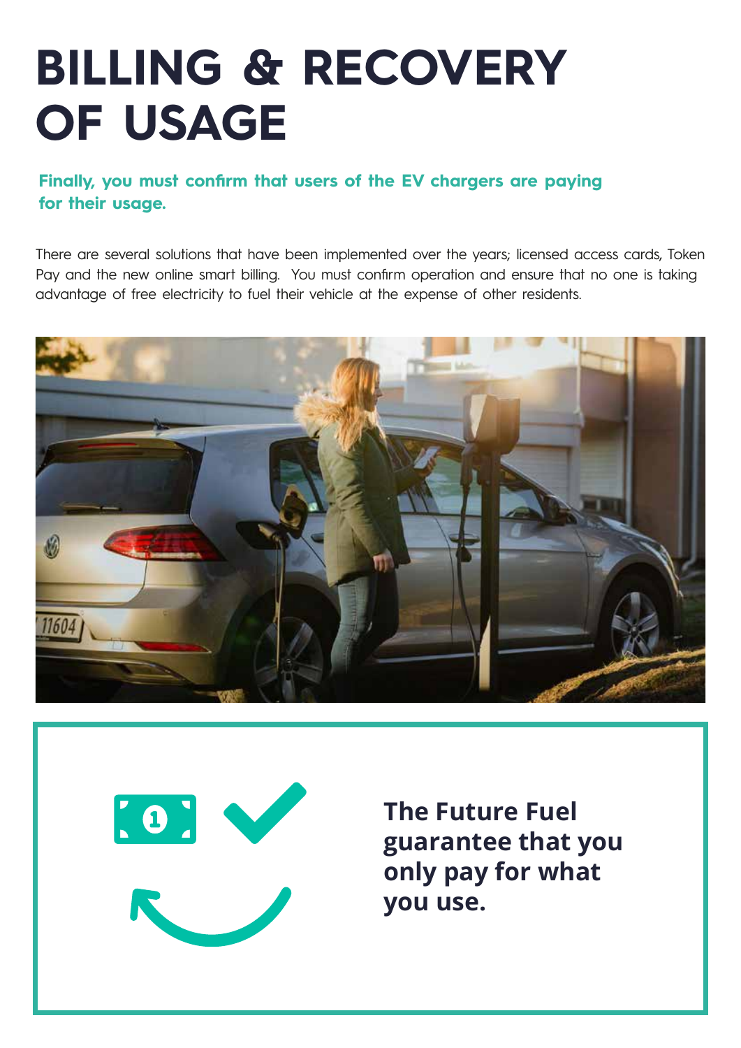# BILLING & RECOVERY OF USAGE

**Finally, you must confirm that users of the EV chargers are paying for their usage.**

There are several solutions that have been implemented over the years; licensed access cards, Token Pay and the new online smart billing. You must confirm operation and ensure that no one is taking advantage of free electricity to fuel their vehicle at the expense of other residents.

**The Future Fuel guarantee that you only pay for what you use.**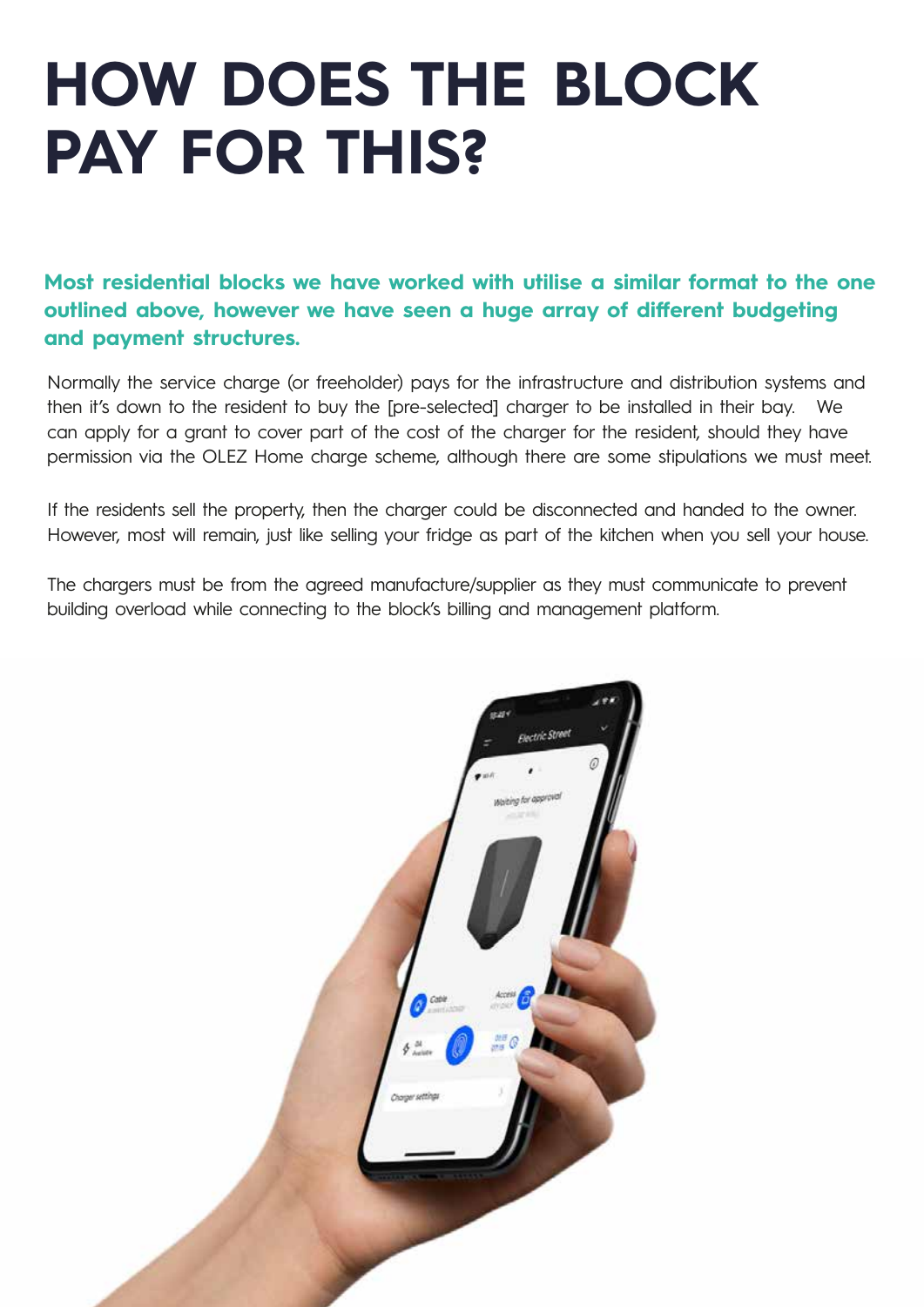# HOW DOES THE BLOCK PAY FOR THIS?

**Most residential blocks we have worked with utilise a similar format to the one outlined above, however we have seen a huge array of different budgeting and payment structures.**

Normally the service charge (or freeholder) pays for the infrastructure and distribution systems and then it's down to the resident to buy the [pre-selected] charger to be installed in their bay. We can apply for a grant to cover part of the cost of the charger for the resident, should they have permission via the OLEZ Home charge scheme, although there are some stipulations we must meet.

If the residents sell the property, then the charger could be disconnected and handed to the owner. However, most will remain, just like selling your fridge as part of the kitchen when you sell your house.

The chargers must be from the agreed manufacture/supplier as they must communicate to prevent building overload while connecting to the block's billing and management platform.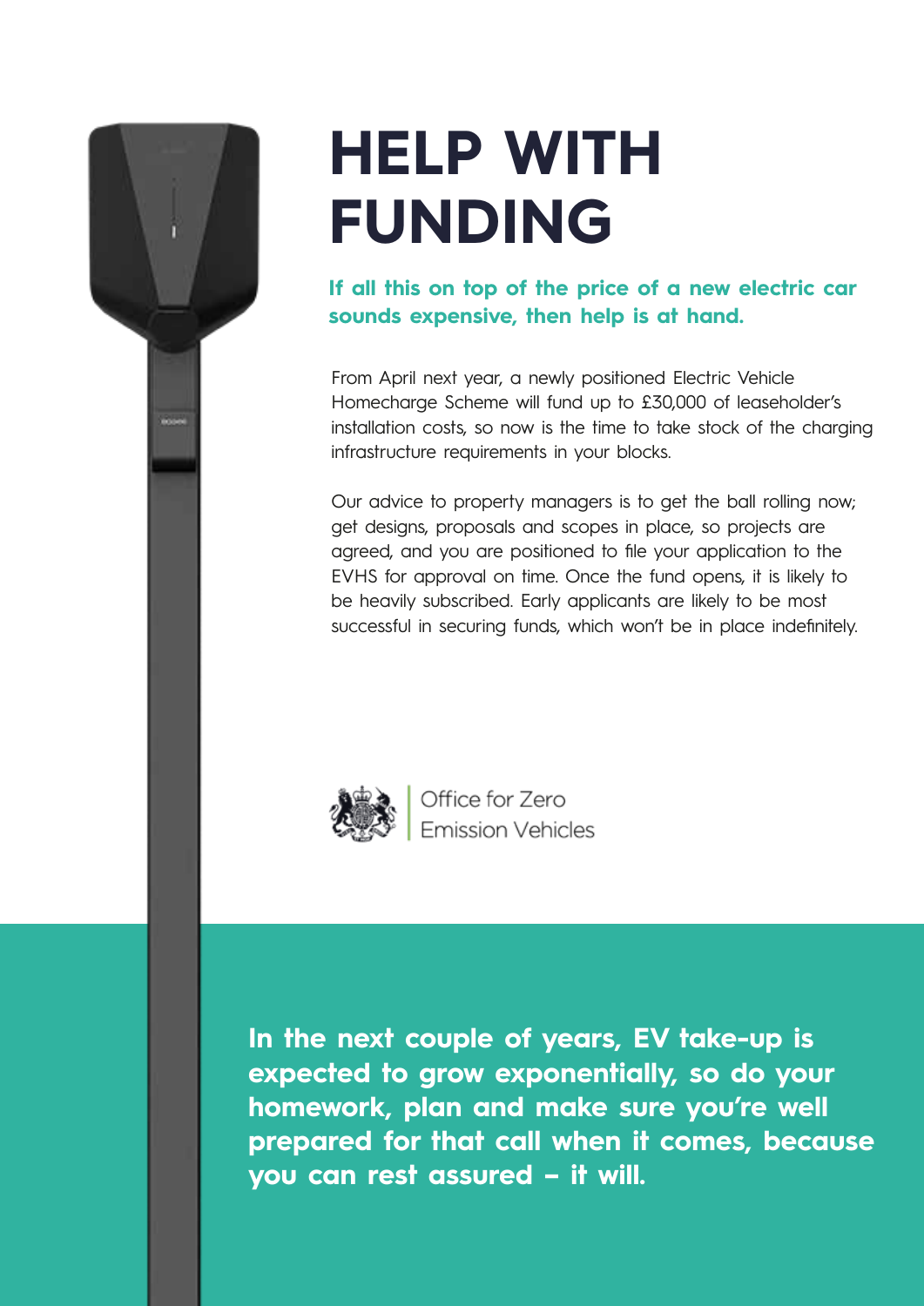# HELP WITH FUNDING

**If all this on top of the price of a new electric car sounds expensive, then help is at hand.**

From April next year, a newly positioned Electric Vehicle Homecharge Scheme will fund up to £30,000 of leaseholder's installation costs, so now is the time to take stock of the charging infrastructure requirements in your blocks.

Our advice to property managers is to get the ball rolling now; get designs, proposals and scopes in place, so projects are agreed, and you are positioned to file your application to the EVHS for approval on time. Once the fund opens, it is likely to be heavily subscribed. Early applicants are likely to be most successful in securing funds, which won't be in place indefinitely.

Office for Zero Emission Vehicles

**In the next couple of years, EV take-up is expected to grow exponentially, so do your homework, plan and make sure you're well prepared for that call when it comes, because you can rest assured – it will.**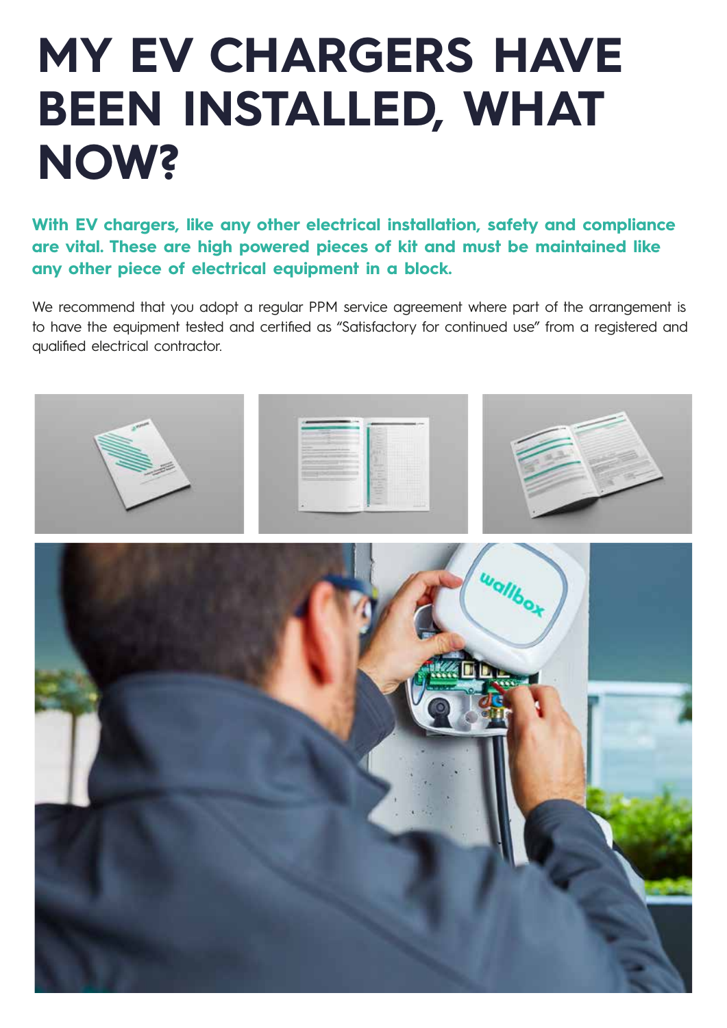# MY EV CHARGERS HAVE BEEN INSTALLED, WHAT NOW?

**With EV chargers, like any other electrical installation, safety and compliance are vital. These are high powered pieces of kit and must be maintained like any other piece of electrical equipment in a block.**

We recommend that you adopt a regular PPM service agreement where part of the arrangement is to have the equipment tested and certified as "Satisfactory for continued use" from a registered and qualified electrical contractor.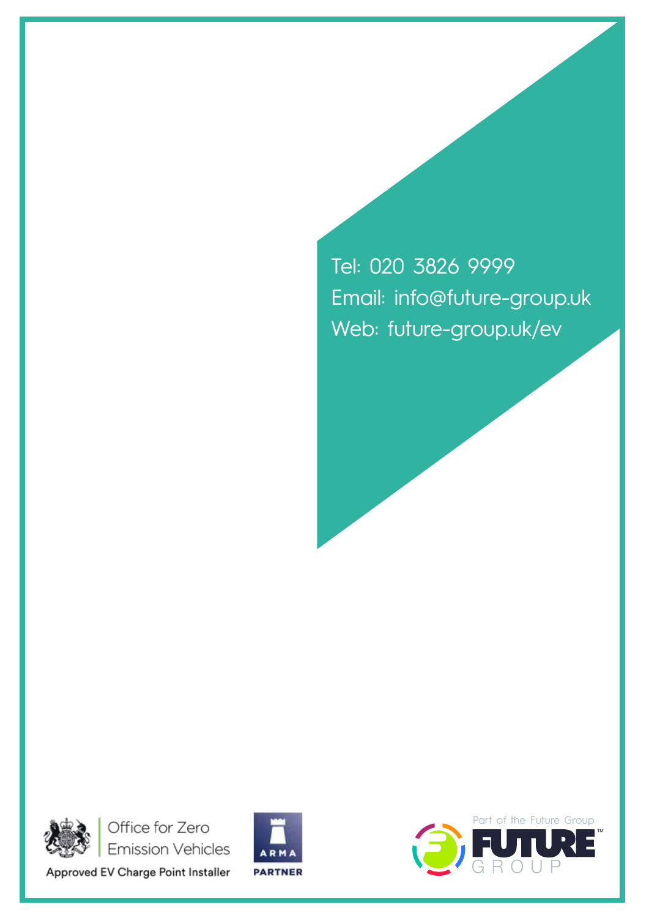Tel: 020 3826 9999

Email: info@future-group.uk

Web: future-group.uk/ev

Office for Zero Emission Vehicles

Approved EV Charge Point Installer

ARMA PARTNER

Part of the Future Group

FUTURE GROUP